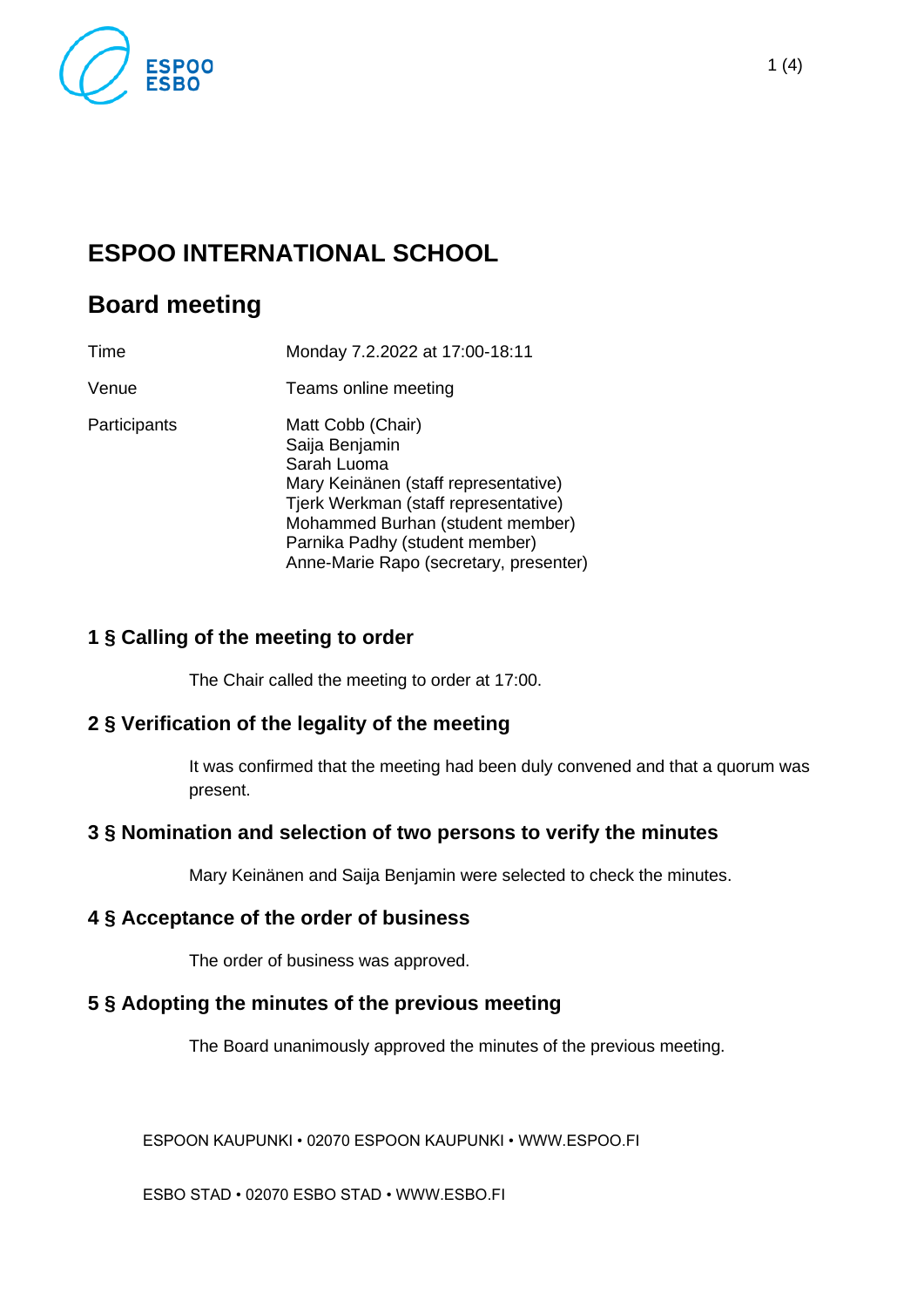# ESPOO INTERNATIONAL SCHOOL

## Board meeting

| | |
|---|---|
| Time | Monday 7.2.2022 at 17:00-18:11 |
| Venue | Teams online meeting |
| Participants | Matt Cobb (Chair)<br>Saija Benjamin<br>Sarah Luoma<br>Mary Keinänen (staff representative)<br>Tjerk Werkman (staff representative)<br>Mohammed Burhan (student member)<br>Parnika Padhy (student member)<br>Anne-Marie Rapo (secretary, presenter) |

### 1 § Calling of the meeting to order

The Chair called the meeting to order at 17:00.

### 2 § Verification of the legality of the meeting

It was confirmed that the meeting had been duly convened and that a quorum was present.

### 3 § Nomination and selection of two persons to verify the minutes

Mary Keinänen and Saija Benjamin were selected to check the minutes.

### 4 § Acceptance of the order of business

The order of business was approved.

### 5 § Adopting the minutes of the previous meeting

The Board unanimously approved the minutes of the previous meeting.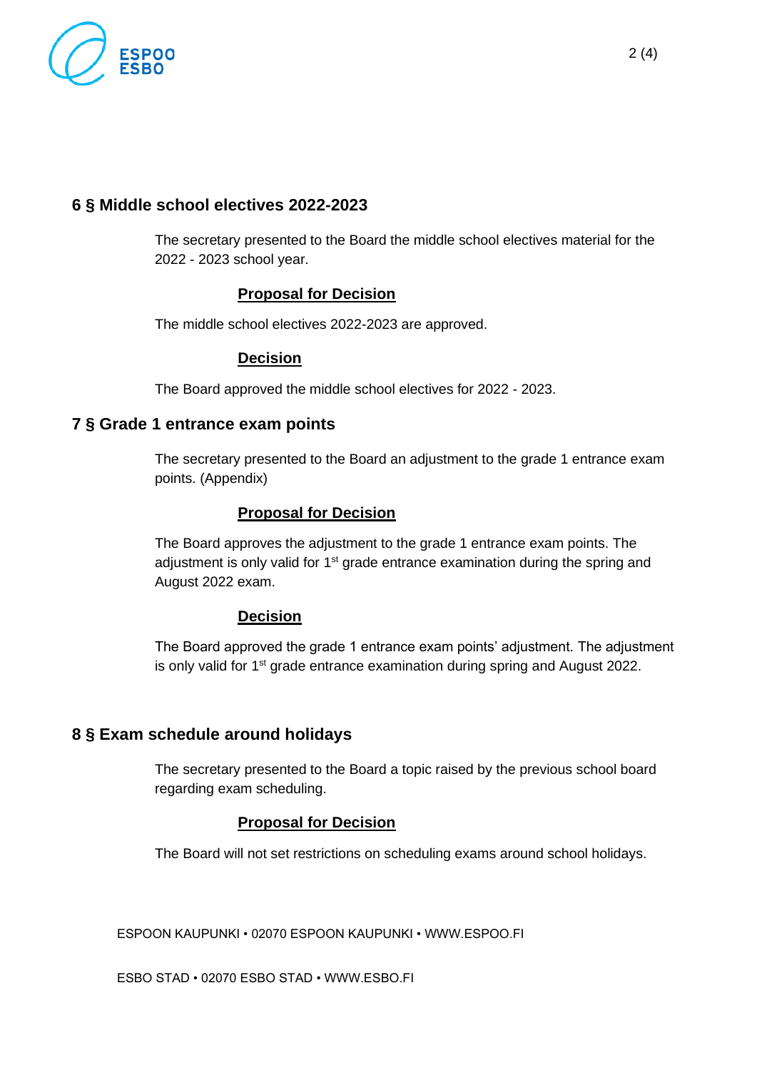## 6 § Middle school electives 2022-2023

The secretary presented to the Board the middle school electives material for the 2022 - 2023 school year.

**Proposal for Decision**

The middle school electives 2022-2023 are approved.

**Decision**

The Board approved the middle school electives for 2022 - 2023.

## 7 § Grade 1 entrance exam points

The secretary presented to the Board an adjustment to the grade 1 entrance exam points. (Appendix)

**Proposal for Decision**

The Board approves the adjustment to the grade 1 entrance exam points. The adjustment is only valid for 1st grade entrance examination during the spring and August 2022 exam.

**Decision**

The Board approved the grade 1 entrance exam points' adjustment. The adjustment is only valid for 1st grade entrance examination during spring and August 2022.

## 8 § Exam schedule around holidays

The secretary presented to the Board a topic raised by the previous school board regarding exam scheduling.

**Proposal for Decision**

The Board will not set restrictions on scheduling exams around school holidays.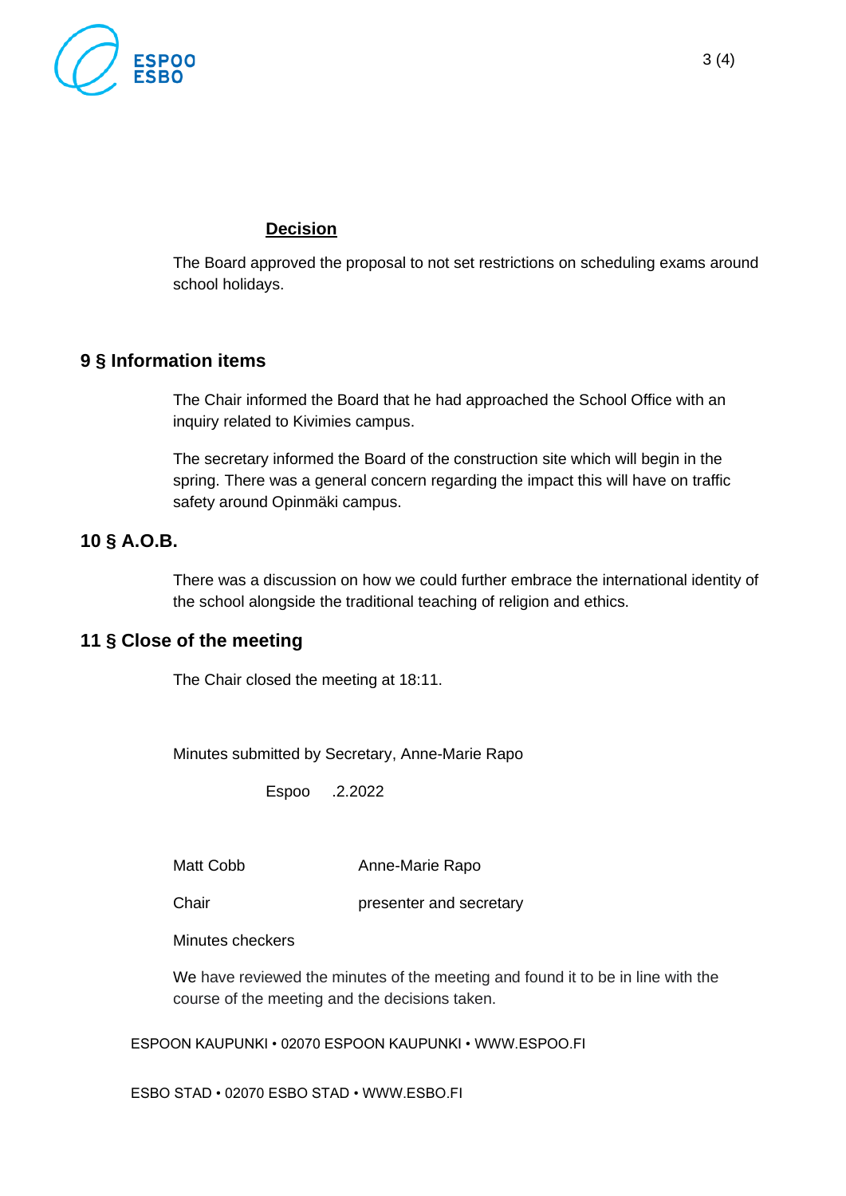**Decision**

The Board approved the proposal to not set restrictions on scheduling exams around school holidays.

## 9 § Information items

The Chair informed the Board that he had approached the School Office with an inquiry related to Kivimies campus.

The secretary informed the Board of the construction site which will begin in the spring. There was a general concern regarding the impact this will have on traffic safety around Opinmäki campus.

## 10 § A.O.B.

There was a discussion on how we could further embrace the international identity of the school alongside the traditional teaching of religion and ethics.

## 11 § Close of the meeting

The Chair closed the meeting at 18:11.

Minutes submitted by Secretary, Anne-Marie Rapo

Espoo .2.2022

| Matt Cobb | Anne-Marie Rapo |
| --- | --- |
| Chair | presenter and secretary |

Minutes checkers

We have reviewed the minutes of the meeting and found it to be in line with the course of the meeting and the decisions taken.

ESPOON KAUPUNKI • 02070 ESPOON KAUPUNKI • WWW.ESPOO.FI

ESBO STAD • 02070 ESBO STAD • WWW.ESBO.FI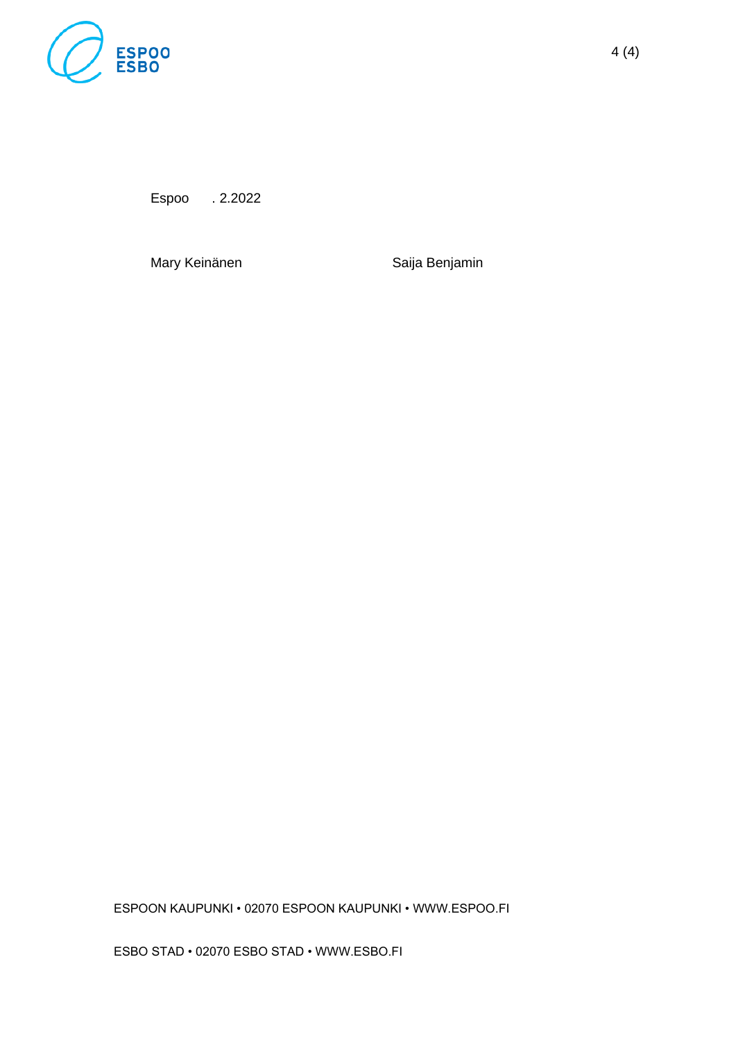Espoo . 2.2022

Mary Keinänen Saija Benjamin

ESPOON KAUPUNKI • 02070 ESPOON KAUPUNKI • WWW.ESPOO.FI

ESBO STAD • 02070 ESBO STAD • WWW.ESBO.FI